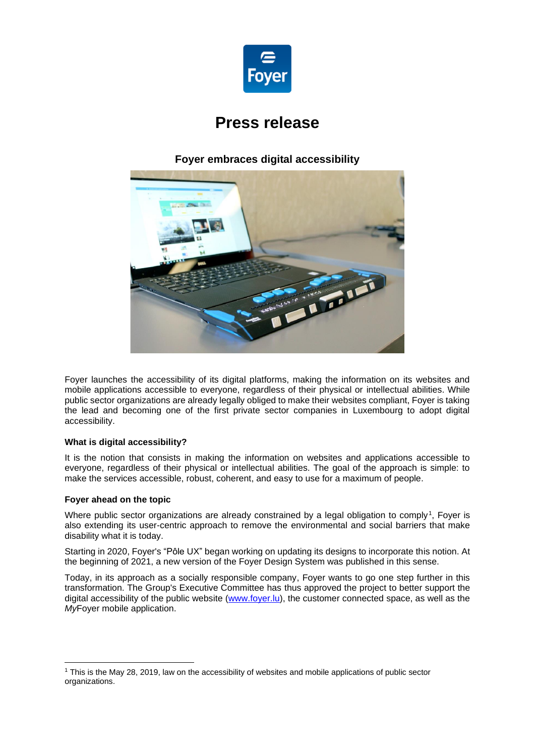# Press release

### Foyer embraces digital accessibility

Foyer launches the accessibility of its digital platforms, making the information on its websites and mobile applications accessible to everyone, regardless of their physical or intellectual abilities. While public sector organizations are already legally obliged to make their websites compliant, Foyer is taking the lead and becoming one of the first private sector companies in Luxembourg to adopt digital accessibility.

**What is digital accessibility?**

It is the notion that consists in making the information on websites and applications accessible to everyone, regardless of their physical or intellectual abilities. The goal of the approach is simple: to make the services accessible, robust, coherent, and easy to use for a maximum of people.

**Foyer ahead on the topic**

Where public sector organizations are already constrained by a legal obligation to comply[1], Foyer is also extending its user-centric approach to remove the environmental and social barriers that make disability what it is today.

Starting in 2020, Foyer's "Pôle UX" began working on updating its designs to incorporate this notion. At the beginning of 2021, a new version of the Foyer Design System was published in this sense.

Today, in its approach as a socially responsible company, Foyer wants to go one step further in this transformation. The Group's Executive Committee has thus approved the project to better support the digital accessibility of the public website (www.foyer.lu), the customer connected space, as well as the *My*Foyer mobile application.

---

[1] This is the May 28, 2019, law on the accessibility of websites and mobile applications of public sector organizations.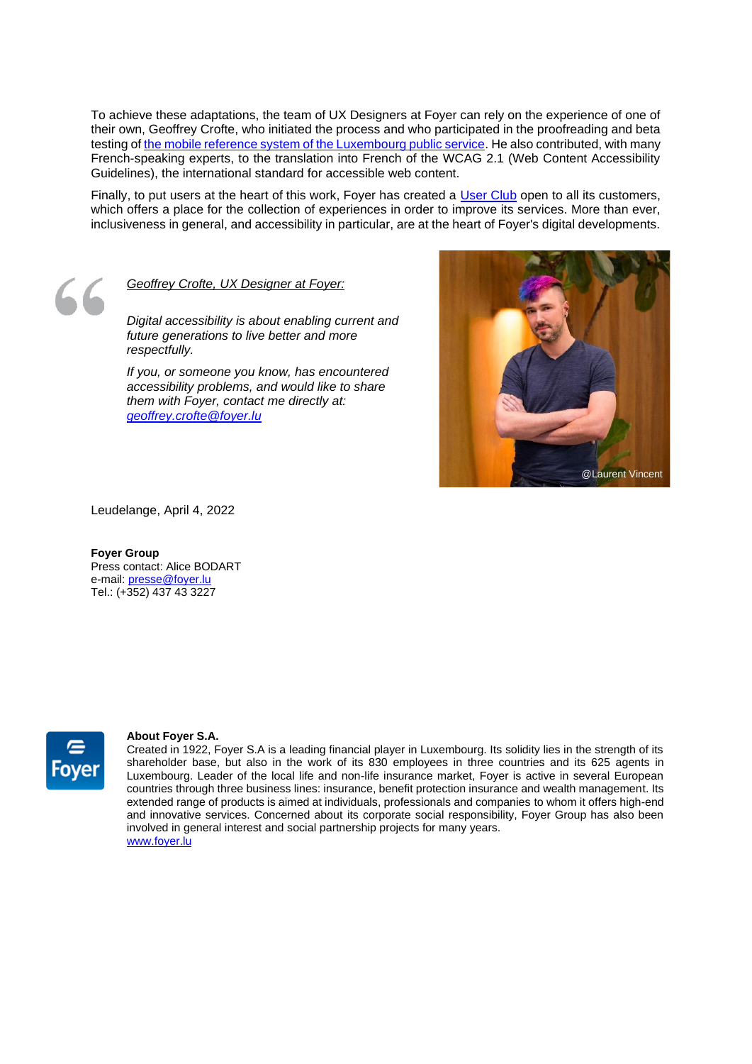To achieve these adaptations, the team of UX Designers at Foyer can rely on the experience of one of their own, Geoffrey Crofte, who initiated the process and who participated in the proofreading and beta testing of the mobile reference system of the Luxembourg public service. He also contributed, with many French-speaking experts, to the translation into French of the WCAG 2.1 (Web Content Accessibility Guidelines), the international standard for accessible web content.

Finally, to put users at the heart of this work, Foyer has created a User Club open to all its customers, which offers a place for the collection of experiences in order to improve its services. More than ever, inclusiveness in general, and accessibility in particular, are at the heart of Foyer's digital developments.

> *Geoffrey Crofte, UX Designer at Foyer:*
>
> *Digital accessibility is about enabling current and future generations to live better and more respectfully.*
>
> *If you, or someone you know, has encountered accessibility problems, and would like to share them with Foyer, contact me directly at: geoffrey.crofte@foyer.lu*

@Laurent Vincent

Leudelange, April 4, 2022

**Foyer Group**
Press contact: Alice BODART
e-mail: presse@foyer.lu
Tel.: (+352) 437 43 3227

**About Foyer S.A.**
Created in 1922, Foyer S.A is a leading financial player in Luxembourg. Its solidity lies in the strength of its shareholder base, but also in the work of its 830 employees in three countries and its 625 agents in Luxembourg. Leader of the local life and non-life insurance market, Foyer is active in several European countries through three business lines: insurance, benefit protection insurance and wealth management. Its extended range of products is aimed at individuals, professionals and companies to whom it offers high-end and innovative services. Concerned about its corporate social responsibility, Foyer Group has also been involved in general interest and social partnership projects for many years.
www.foyer.lu